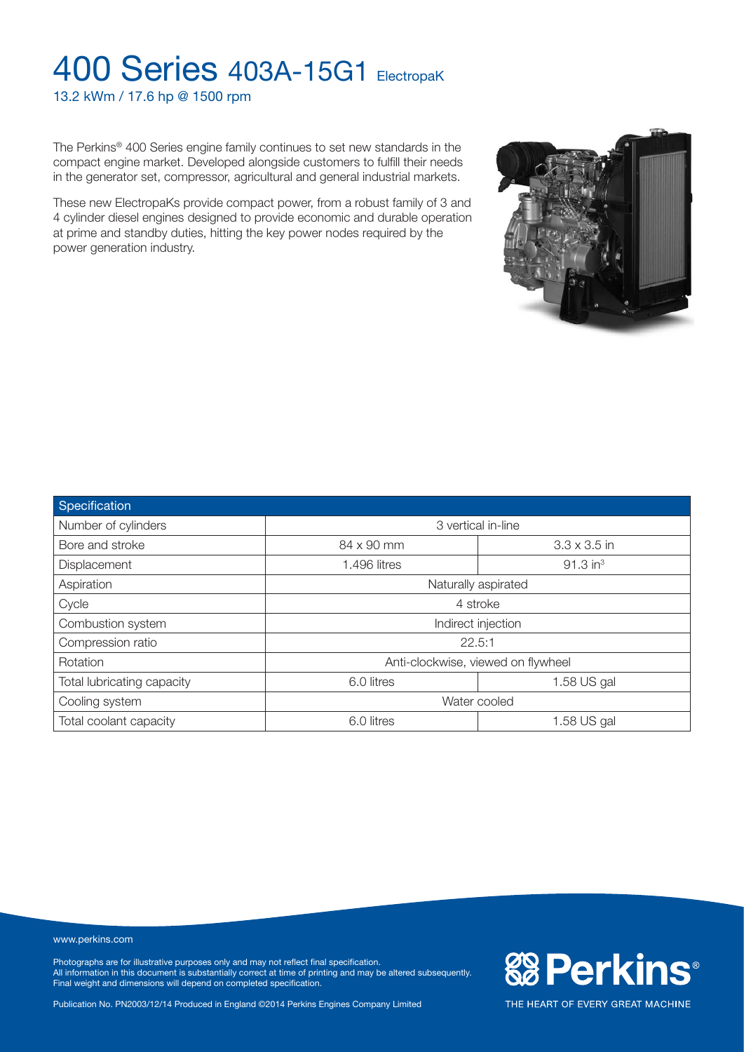# 400 Series 403A-15G1 ElectropaK

13.2 kWm / 17.6 hp @ 1500 rpm

The Perkins® 400 Series engine family continues to set new standards in the compact engine market. Developed alongside customers to fulfill their needs in the generator set, compressor, agricultural and general industrial markets.

These new ElectropaKs provide compact power, from a robust family of 3 and 4 cylinder diesel engines designed to provide economic and durable operation at prime and standby duties, hitting the key power nodes required by the power generation industry.

| Specification | | |
|---|---|---|
| Number of cylinders | 3 vertical in-line | |
| Bore and stroke | 84 x 90 mm | 3.3 x 3.5 in |
| Displacement | 1.496 litres | 91.3 $in^3$ |
| Aspiration | Naturally aspirated | |
| Cycle | 4 stroke | |
| Combustion system | Indirect injection | |
| Compression ratio | 22.5:1 | |
| Rotation | Anti-clockwise, viewed on flywheel | |
| Total lubricating capacity | 6.0 litres | 1.58 US gal |
| Cooling system | Water cooled | |
| Total coolant capacity | 6.0 litres | 1.58 US gal |

www.perkins.com

Photographs are for illustrative purposes only and may not reflect final specification.
All information in this document is substantially correct at time of printing and may be altered subsequently.
Final weight and dimensions will depend on completed specification.

Publication No. PN2003/12/14 Produced in England ©2014 Perkins Engines Company Limited

Perkins®

THE HEART OF EVERY GREAT MACHINE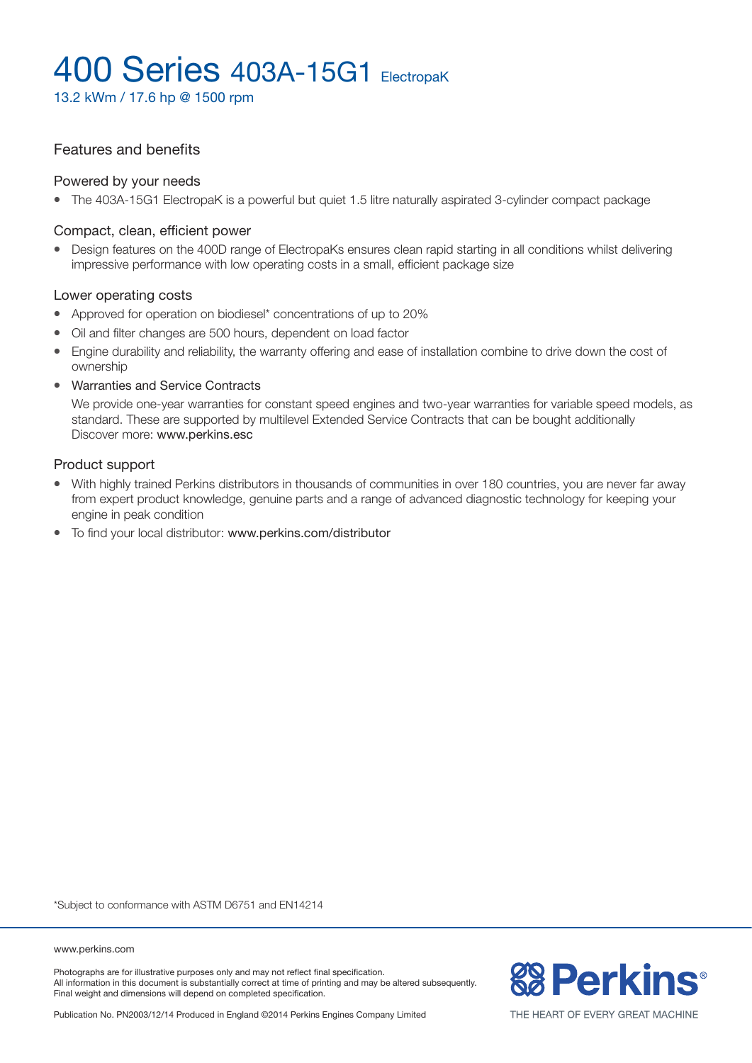# 400 Series 403A-15G1 ElectropaK

13.2 kWm / 17.6 hp @ 1500 rpm

## Features and benefits

### Powered by your needs

- The 403A-15G1 ElectropaK is a powerful but quiet 1.5 litre naturally aspirated 3-cylinder compact package

### Compact, clean, efficient power

- Design features on the 400D range of ElectropaKs ensures clean rapid starting in all conditions whilst delivering impressive performance with low operating costs in a small, efficient package size

### Lower operating costs

- Approved for operation on biodiesel* concentrations of up to 20%
- Oil and filter changes are 500 hours, dependent on load factor
- Engine durability and reliability, the warranty offering and ease of installation combine to drive down the cost of ownership
- Warranties and Service Contracts

  We provide one-year warranties for constant speed engines and two-year warranties for variable speed models, as standard. These are supported by multilevel Extended Service Contracts that can be bought additionally Discover more: www.perkins.esc

### Product support

- With highly trained Perkins distributors in thousands of communities in over 180 countries, you are never far away from expert product knowledge, genuine parts and a range of advanced diagnostic technology for keeping your engine in peak condition
- To find your local distributor: www.perkins.com/distributor

*Subject to conformance with ASTM D6751 and EN14214

www.perkins.com

Photographs are for illustrative purposes only and may not reflect final specification.
All information in this document is substantially correct at time of printing and may be altered subsequently.
Final weight and dimensions will depend on completed specification.

Publication No. PN2003/12/14 Produced in England ©2014 Perkins Engines Company Limited

Perkins®

THE HEART OF EVERY GREAT MACHINE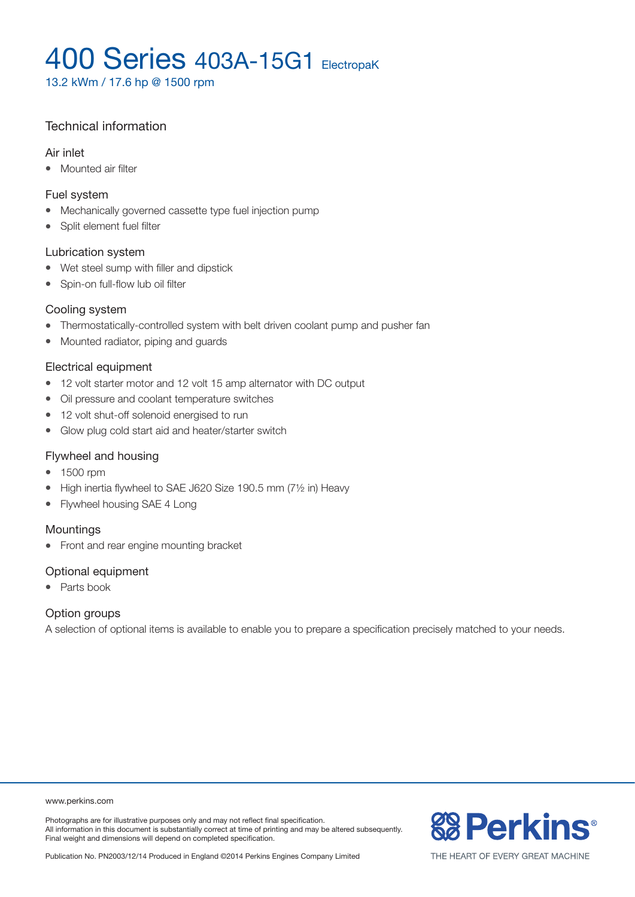# 400 Series 403A-15G1 ElectropaK

13.2 kWm / 17.6 hp @ 1500 rpm

## Technical information

### Air inlet

- Mounted air filter

### Fuel system

- Mechanically governed cassette type fuel injection pump
- Split element fuel filter

### Lubrication system

- Wet steel sump with filler and dipstick
- Spin-on full-flow lub oil filter

### Cooling system

- Thermostatically-controlled system with belt driven coolant pump and pusher fan
- Mounted radiator, piping and guards

### Electrical equipment

- 12 volt starter motor and 12 volt 15 amp alternator with DC output
- Oil pressure and coolant temperature switches
- 12 volt shut-off solenoid energised to run
- Glow plug cold start aid and heater/starter switch

### Flywheel and housing

- 1500 rpm
- High inertia flywheel to SAE J620 Size 190.5 mm (7½ in) Heavy
- Flywheel housing SAE 4 Long

### Mountings

- Front and rear engine mounting bracket

### Optional equipment

- Parts book

### Option groups

A selection of optional items is available to enable you to prepare a specification precisely matched to your needs.

www.perkins.com

Photographs are for illustrative purposes only and may not reflect final specification.
All information in this document is substantially correct at time of printing and may be altered subsequently.
Final weight and dimensions will depend on completed specification.

Publication No. PN2003/12/14 Produced in England ©2014 Perkins Engines Company Limited

Perkins®
THE HEART OF EVERY GREAT MACHINE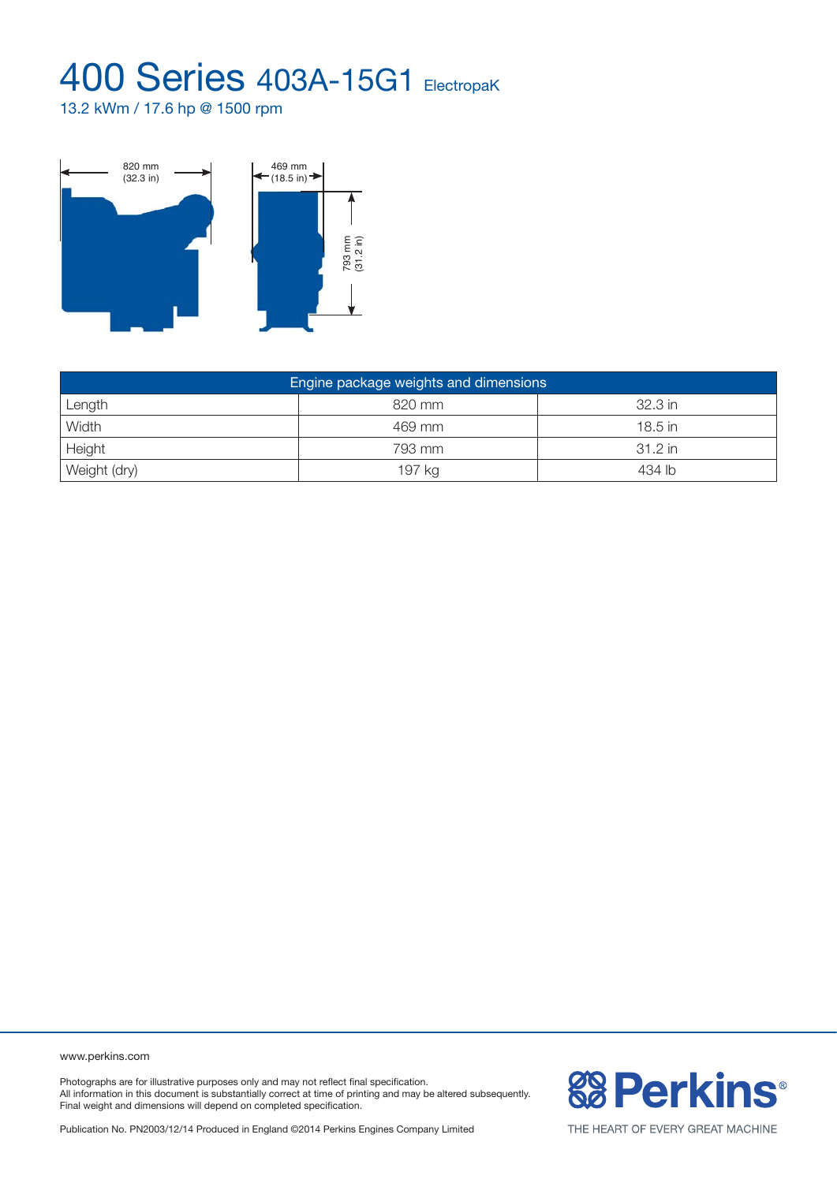# 400 Series 403A-15G1 ElectropaK

13.2 kWm / 17.6 hp @ 1500 rpm

| Engine package weights and dimensions | | |
|---|---|---|
| Length | 820 mm | 32.3 in |
| Width | 469 mm | 18.5 in |
| Height | 793 mm | 31.2 in |
| Weight (dry) | 197 kg | 434 lb |

www.perkins.com

Photographs are for illustrative purposes only and may not reflect final specification.
All information in this document is substantially correct at time of printing and may be altered subsequently.
Final weight and dimensions will depend on completed specification.

Publication No. PN2003/12/14 Produced in England ©2014 Perkins Engines Company Limited

Perkins®

THE HEART OF EVERY GREAT MACHINE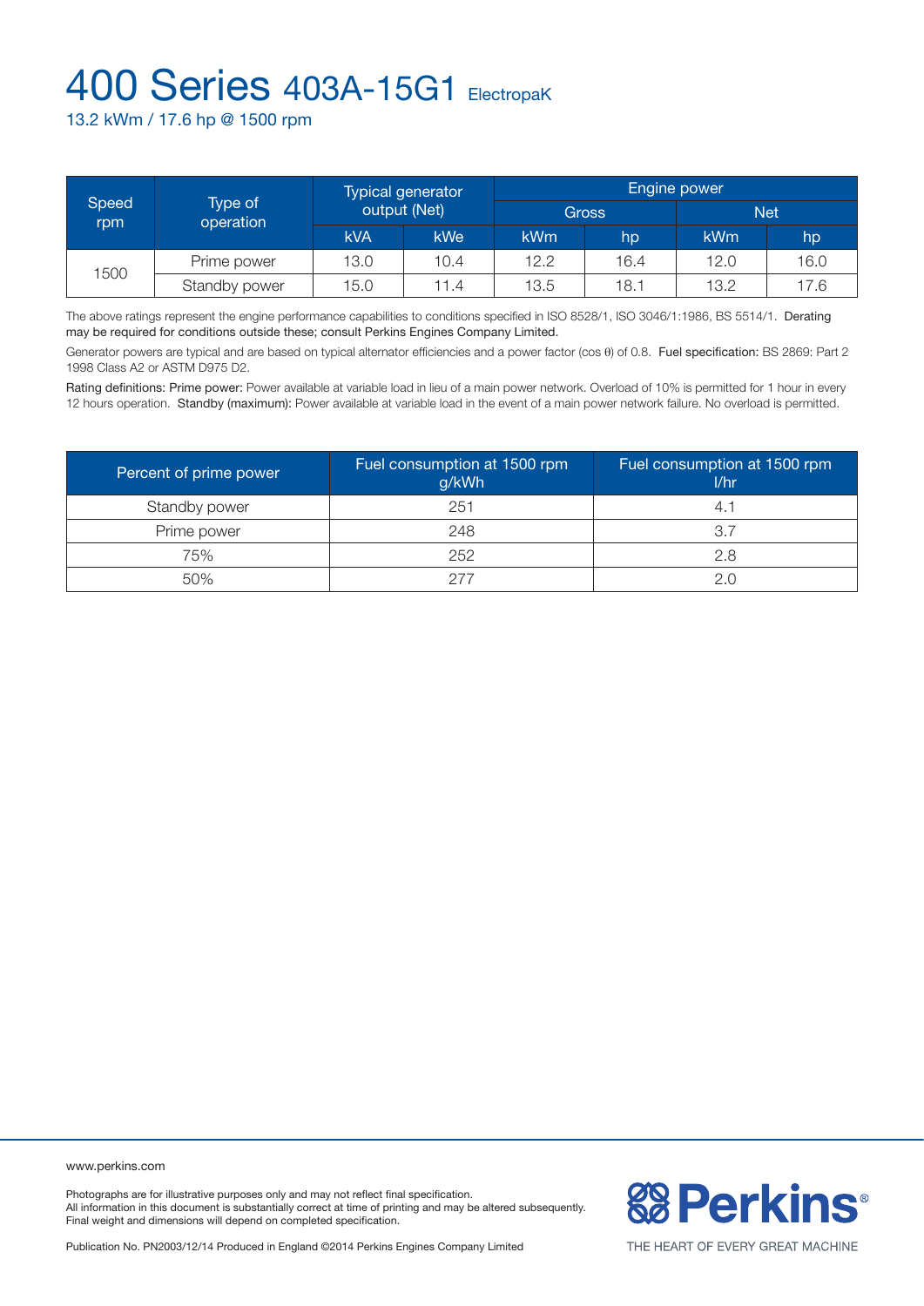# 400 Series 403A-15G1 ElectropaK

13.2 kWm / 17.6 hp @ 1500 rpm

| Speed rpm | Type of operation | Typical generator output (Net) | | Engine power | | | |
|---|---|---|---|---|---|---|---|
| | | | | Gross | | Net | |
| | | kVA | kWe | kWm | hp | kWm | hp |
| 1500 | Prime power | 13.0 | 10.4 | 12.2 | 16.4 | 12.0 | 16.0 |
| | Standby power | 15.0 | 11.4 | 13.5 | 18.1 | 13.2 | 17.6 |

The above ratings represent the engine performance capabilities to conditions specified in ISO 8528/1, ISO 3046/1:1986, BS 5514/1. Derating may be required for conditions outside these; consult Perkins Engines Company Limited.

Generator powers are typical and are based on typical alternator efficiencies and a power factor (cos θ) of 0.8. Fuel specification: BS 2869: Part 2 1998 Class A2 or ASTM D975 D2.

Rating definitions: Prime power: Power available at variable load in lieu of a main power network. Overload of 10% is permitted for 1 hour in every 12 hours operation. Standby (maximum): Power available at variable load in the event of a main power network failure. No overload is permitted.

| Percent of prime power | Fuel consumption at 1500 rpm g/kWh | Fuel consumption at 1500 rpm l/hr |
|---|---|---|
| Standby power | 251 | 4.1 |
| Prime power | 248 | 3.7 |
| 75% | 252 | 2.8 |
| 50% | 277 | 2.0 |

www.perkins.com

Photographs are for illustrative purposes only and may not reflect final specification.
All information in this document is substantially correct at time of printing and may be altered subsequently.
Final weight and dimensions will depend on completed specification.

Publication No. PN2003/12/14 Produced in England ©2014 Perkins Engines Company Limited

Perkins®

THE HEART OF EVERY GREAT MACHINE